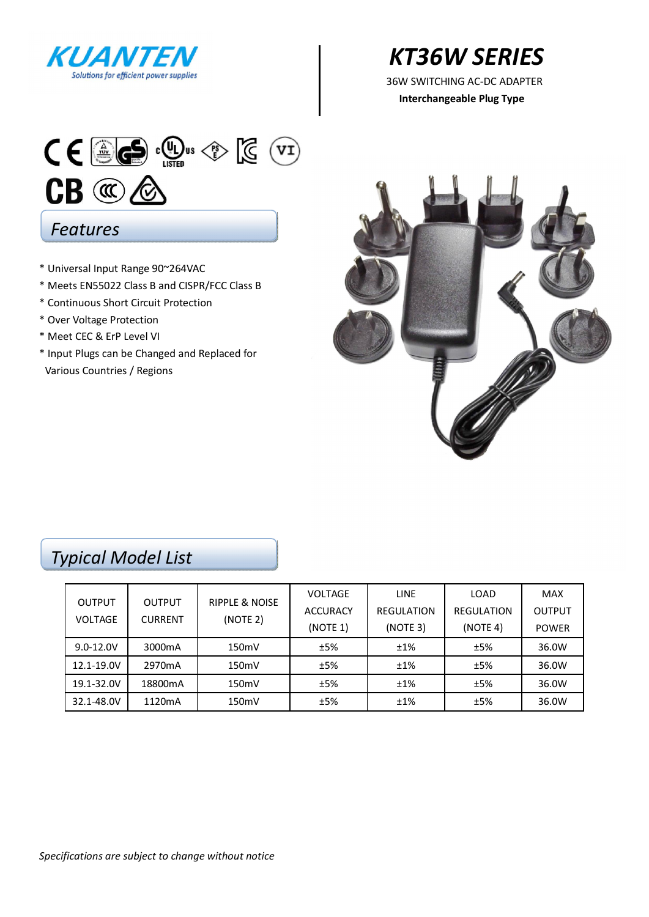KUANTEN
Solutions for efficient power supplies

# KT36W SERIES

36W SWITCHING AC-DC ADAPTER

**Interchangeable Plug Type**

## Features

* Universal Input Range 90~264VAC
* Meets EN55022 Class B and CISPR/FCC Class B
* Continuous Short Circuit Protection
* Over Voltage Protection
* Meet CEC & ErP Level VI
* Input Plugs can be Changed and Replaced for Various Countries / Regions

## Typical Model List

| OUTPUT VOLTAGE | OUTPUT CURRENT | RIPPLE & NOISE (NOTE 2) | VOLTAGE ACCURACY (NOTE 1) | LINE REGULATION (NOTE 3) | LOAD REGULATION (NOTE 4) | MAX OUTPUT POWER |
|---|---|---|---|---|---|---|
| 9.0-12.0V | 3000mA | 150mV | ±5% | ±1% | ±5% | 36.0W |
| 12.1-19.0V | 2970mA | 150mV | ±5% | ±1% | ±5% | 36.0W |
| 19.1-32.0V | 18800mA | 150mV | ±5% | ±1% | ±5% | 36.0W |
| 32.1-48.0V | 1120mA | 150mV | ±5% | ±1% | ±5% | 36.0W |

*Specifications are subject to change without notice*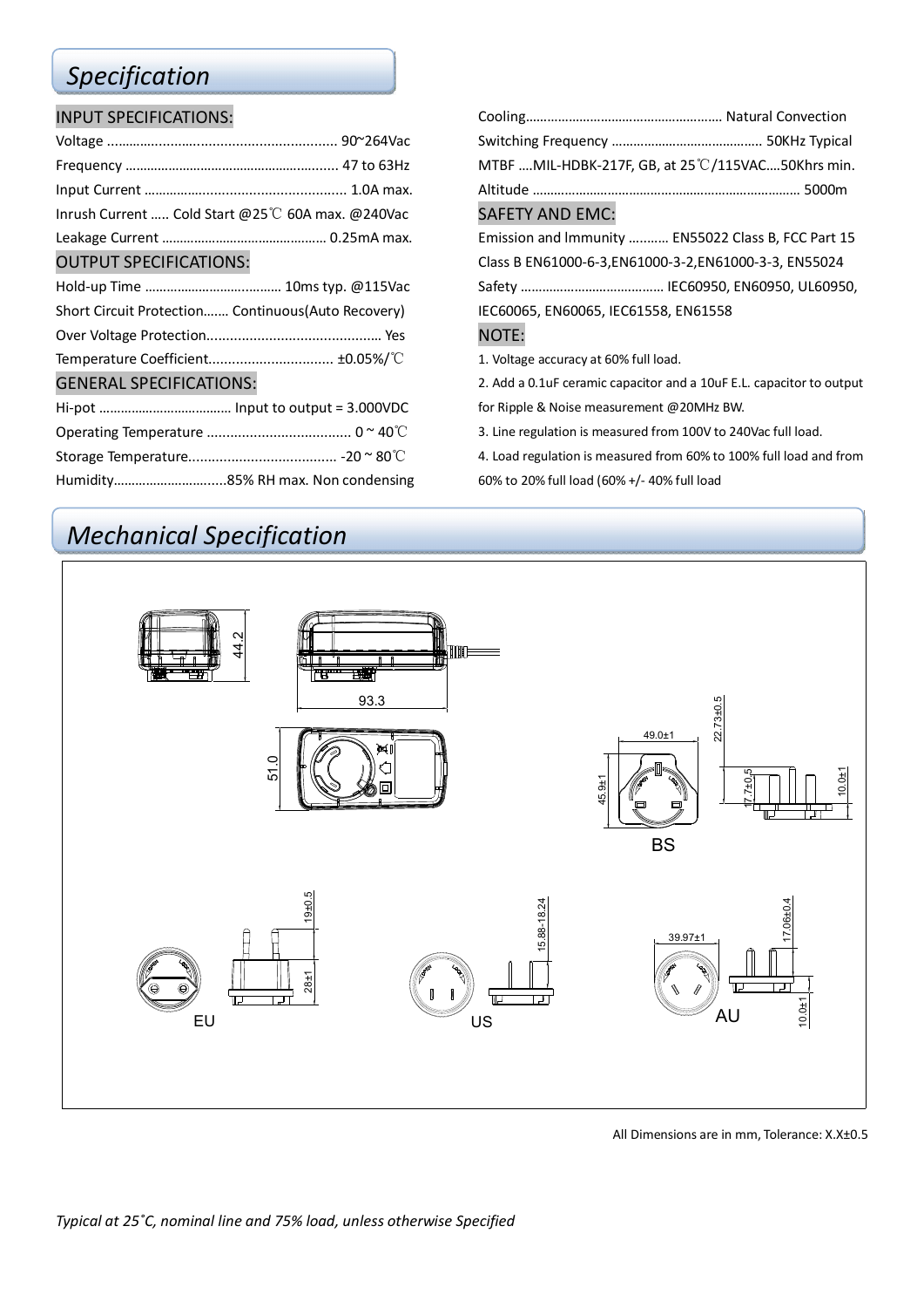## Specification

### INPUT SPECIFICATIONS:

Voltage ............................................................ 90~264Vac

Frequency ........................................................... 47 to 63Hz

Input Current ..................................................... 1.0A max.

Inrush Current ..... Cold Start @25℃ 60A max. @240Vac

Leakage Current ............................................. 0.25mA max.

### OUTPUT SPECIFICATIONS:

Hold-up Time ...................................... 10ms typ. @115Vac

Short Circuit Protection....... Continuous(Auto Recovery)

Over Voltage Protection............................................ Yes

Temperature Coefficient................................ ±0.05%/℃

### GENERAL SPECIFICATIONS:

Hi-pot .................................... Input to output = 3.000VDC

Operating Temperature ..................................... 0 ~ 40℃

Storage Temperature...................................... -20 ~ 80℃

Humidity..............................85% RH max. Non condensing

Cooling....................................................... Natural Convection

Switching Frequency .......................................... 50KHz Typical

MTBF ....MIL-HDBK-217F, GB, at 25℃/115VAC....50Khrs min.

Altitude .......................................................................... 5000m

### SAFETY AND EMC:

Emission and Immunity ........... EN55022 Class B, FCC Part 15 Class B EN61000-6-3,EN61000-3-2,EN61000-3-3, EN55024

Safety ........................................ IEC60950, EN60950, UL60950, IEC60065, EN60065, IEC61558, EN61558

### NOTE:

1. Voltage accuracy at 60% full load.
2. Add a 0.1uF ceramic capacitor and a 10uF E.L. capacitor to output for Ripple & Noise measurement @20MHz BW.
3. Line regulation is measured from 100V to 240Vac full load.
4. Load regulation is measured from 60% to 100% full load and from 60% to 20% full load (60% +/- 40% full load

## Mechanical Specification

44.2

93.3

51.0

49.0±1

22.73±0.5

45.9±1

17.7±0.5

10.0±1

BS

19±0.5

28±1

EU

15.88-18.24

US

39.97±1

17.06±0.4

10.0±1

AU

All Dimensions are in mm, Tolerance: X.X±0.5

*Typical at 25˚C, nominal line and 75% load, unless otherwise Specified*